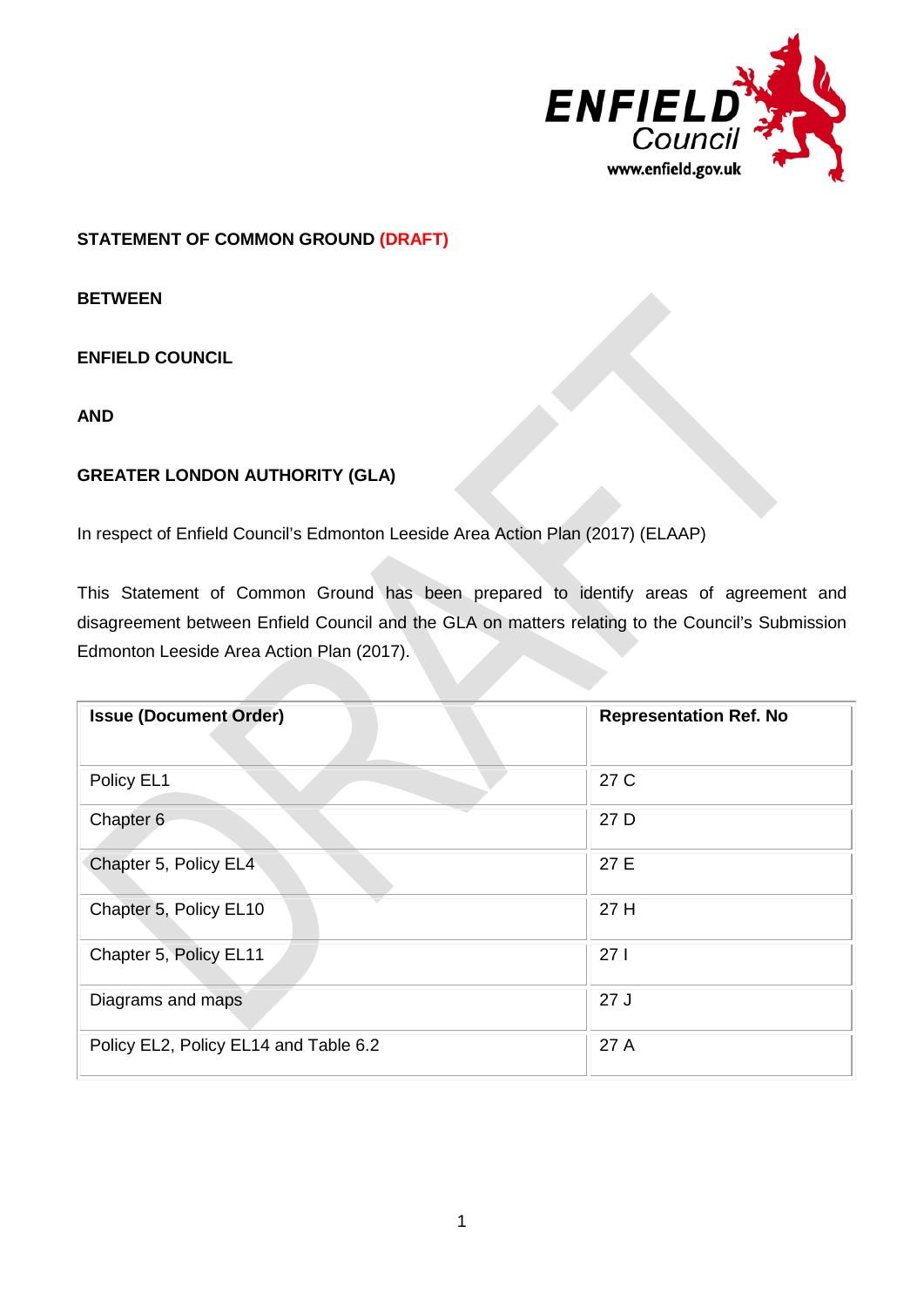**STATEMENT OF COMMON GROUND (DRAFT)**

**BETWEEN**

**ENFIELD COUNCIL**

**AND**

**GREATER LONDON AUTHORITY (GLA)**

In respect of Enfield Council's Edmonton Leeside Area Action Plan (2017) (ELAAP)

This Statement of Common Ground has been prepared to identify areas of agreement and disagreement between Enfield Council and the GLA on matters relating to the Council's Submission Edmonton Leeside Area Action Plan (2017).

| Issue (Document Order) | Representation Ref. No |
|---|---|
| Policy EL1 | 27 C |
| Chapter 6 | 27 D |
| Chapter 5, Policy EL4 | 27 E |
| Chapter 5, Policy EL10 | 27 H |
| Chapter 5, Policy EL11 | 27 I |
| Diagrams and maps | 27 J |
| Policy EL2, Policy EL14 and Table 6.2 | 27 A |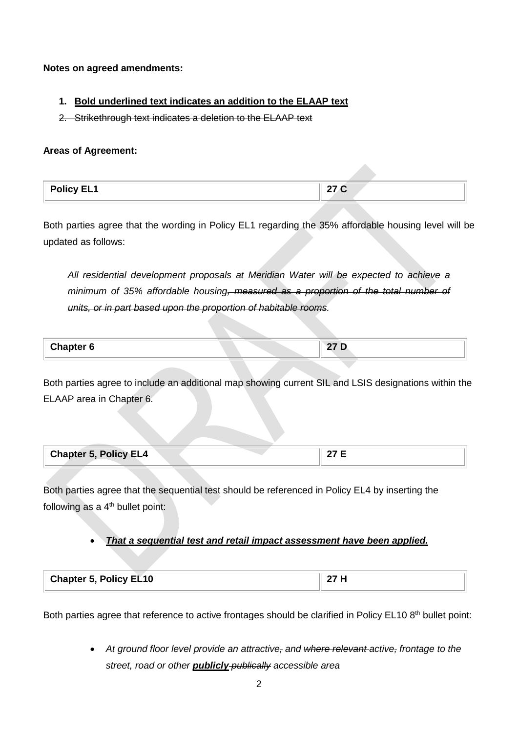**Notes on agreed amendments:**

1. **<u>Bold underlined text indicates an addition to the ELAAP text</u>**
2. ~~Strikethrough text indicates a deletion to the ELAAP text~~

**Areas of Agreement:**

| **Policy EL1** | **27 C** |
|---|---|

Both parties agree that the wording in Policy EL1 regarding the 35% affordable housing level will be updated as follows:

> *All residential development proposals at Meridian Water will be expected to achieve a minimum of 35% affordable housing~~, measured as a proportion of the total number of units, or in part based upon the proportion of habitable rooms~~.*

| **Chapter 6** | **27 D** |
|---|---|

Both parties agree to include an additional map showing current SIL and LSIS designations within the ELAAP area in Chapter 6.

| **Chapter 5, Policy EL4** | **27 E** |
|---|---|

Both parties agree that the sequential test should be referenced in Policy EL4 by inserting the following as a 4th bullet point:

- ***<u>That a sequential test and retail impact assessment have been applied.</u>***

| **Chapter 5, Policy EL10** | **27 H** |
|---|---|

Both parties agree that reference to active frontages should be clarified in Policy EL10 8th bullet point:

- *At ground floor level provide an attractive~~,~~ and ~~where relevant~~ active~~,~~ frontage to the street, road or other **<u>publicly</u>** ~~publically~~ accessible area*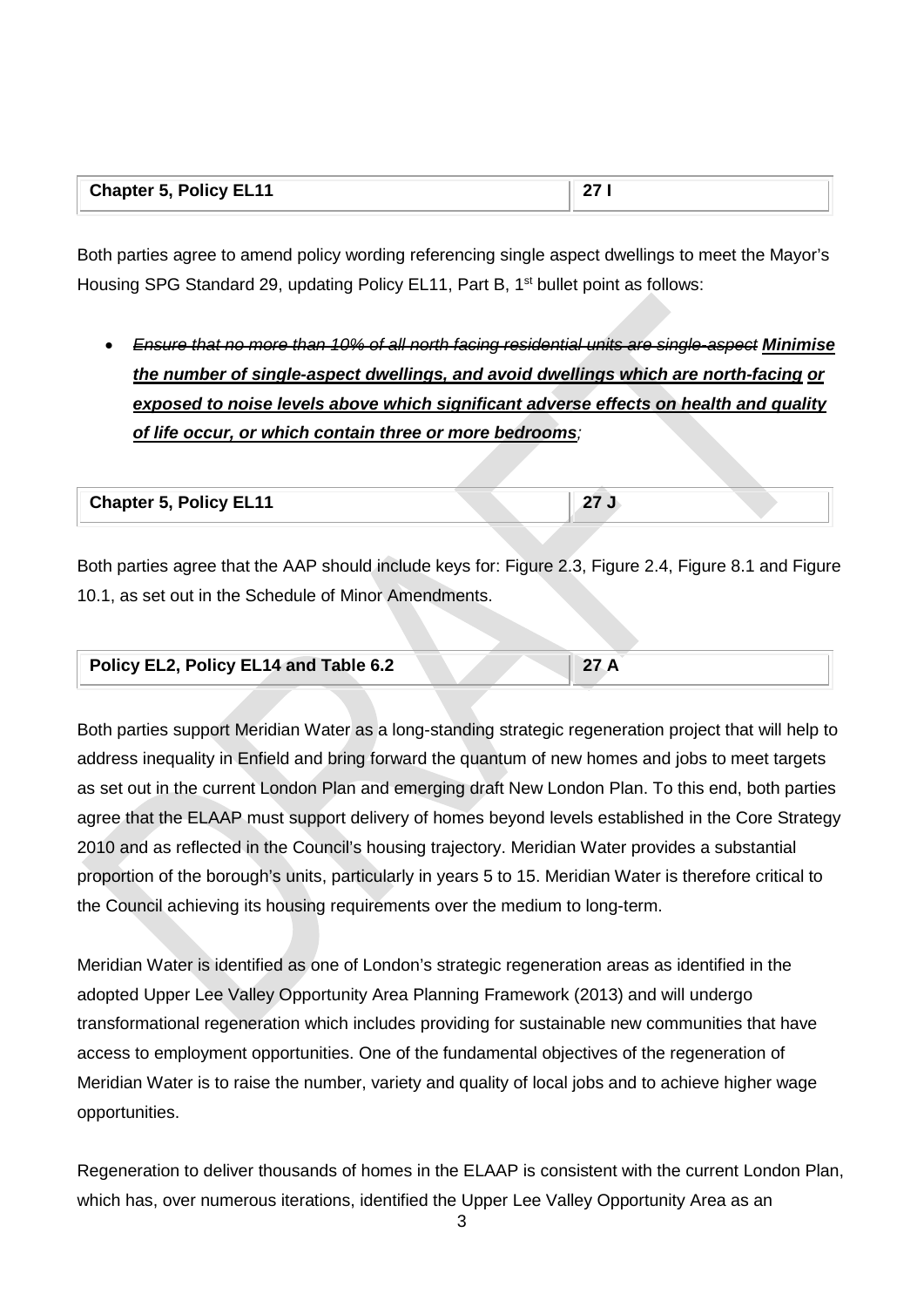| Chapter 5, Policy EL11 | 27 I |
|---|---|

Both parties agree to amend policy wording referencing single aspect dwellings to meet the Mayor's Housing SPG Standard 29, updating Policy EL11, Part B, 1st bullet point as follows:

- *~~Ensure that no more than 10% of all north facing residential units are single-aspect~~* ***<u>Minimise the number of single-aspect dwellings, and avoid dwellings which are north-facing</u>*** ***<u>or exposed to noise levels above which significant adverse effects on health and quality of life occur, or which contain three or more bedrooms</u>****;*

| Chapter 5, Policy EL11 | 27 J |
|---|---|

Both parties agree that the AAP should include keys for: Figure 2.3, Figure 2.4, Figure 8.1 and Figure 10.1, as set out in the Schedule of Minor Amendments.

| Policy EL2, Policy EL14 and Table 6.2 | 27 A |
|---|---|

Both parties support Meridian Water as a long-standing strategic regeneration project that will help to address inequality in Enfield and bring forward the quantum of new homes and jobs to meet targets as set out in the current London Plan and emerging draft New London Plan. To this end, both parties agree that the ELAAP must support delivery of homes beyond levels established in the Core Strategy 2010 and as reflected in the Council's housing trajectory. Meridian Water provides a substantial proportion of the borough's units, particularly in years 5 to 15. Meridian Water is therefore critical to the Council achieving its housing requirements over the medium to long-term.

Meridian Water is identified as one of London's strategic regeneration areas as identified in the adopted Upper Lee Valley Opportunity Area Planning Framework (2013) and will undergo transformational regeneration which includes providing for sustainable new communities that have access to employment opportunities. One of the fundamental objectives of the regeneration of Meridian Water is to raise the number, variety and quality of local jobs and to achieve higher wage opportunities.

Regeneration to deliver thousands of homes in the ELAAP is consistent with the current London Plan, which has, over numerous iterations, identified the Upper Lee Valley Opportunity Area as an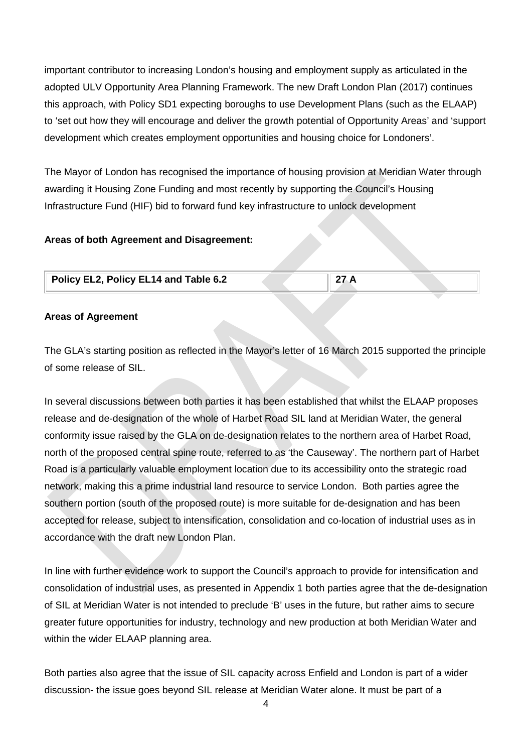important contributor to increasing London's housing and employment supply as articulated in the adopted ULV Opportunity Area Planning Framework. The new Draft London Plan (2017) continues this approach, with Policy SD1 expecting boroughs to use Development Plans (such as the ELAAP) to 'set out how they will encourage and deliver the growth potential of Opportunity Areas' and 'support development which creates employment opportunities and housing choice for Londoners'.

The Mayor of London has recognised the importance of housing provision at Meridian Water through awarding it Housing Zone Funding and most recently by supporting the Council's Housing Infrastructure Fund (HIF) bid to forward fund key infrastructure to unlock development

**Areas of both Agreement and Disagreement:**

| Policy EL2, Policy EL14 and Table 6.2 | 27 A |
|---|---|

**Areas of Agreement**

The GLA's starting position as reflected in the Mayor's letter of 16 March 2015 supported the principle of some release of SIL.

In several discussions between both parties it has been established that whilst the ELAAP proposes release and de-designation of the whole of Harbet Road SIL land at Meridian Water, the general conformity issue raised by the GLA on de-designation relates to the northern area of Harbet Road, north of the proposed central spine route, referred to as 'the Causeway'. The northern part of Harbet Road is a particularly valuable employment location due to its accessibility onto the strategic road network, making this a prime industrial land resource to service London. Both parties agree the southern portion (south of the proposed route) is more suitable for de-designation and has been accepted for release, subject to intensification, consolidation and co-location of industrial uses as in accordance with the draft new London Plan.

In line with further evidence work to support the Council's approach to provide for intensification and consolidation of industrial uses, as presented in Appendix 1 both parties agree that the de-designation of SIL at Meridian Water is not intended to preclude 'B' uses in the future, but rather aims to secure greater future opportunities for industry, technology and new production at both Meridian Water and within the wider ELAAP planning area.

Both parties also agree that the issue of SIL capacity across Enfield and London is part of a wider discussion- the issue goes beyond SIL release at Meridian Water alone. It must be part of a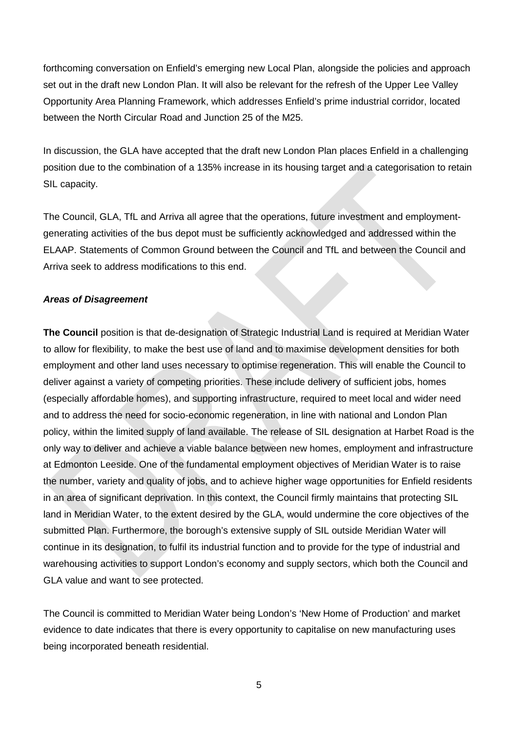forthcoming conversation on Enfield's emerging new Local Plan, alongside the policies and approach set out in the draft new London Plan. It will also be relevant for the refresh of the Upper Lee Valley Opportunity Area Planning Framework, which addresses Enfield's prime industrial corridor, located between the North Circular Road and Junction 25 of the M25.

In discussion, the GLA have accepted that the draft new London Plan places Enfield in a challenging position due to the combination of a 135% increase in its housing target and a categorisation to retain SIL capacity.

The Council, GLA, TfL and Arriva all agree that the operations, future investment and employment-generating activities of the bus depot must be sufficiently acknowledged and addressed within the ELAAP. Statements of Common Ground between the Council and TfL and between the Council and Arriva seek to address modifications to this end.

***Areas of Disagreement***

**The Council** position is that de-designation of Strategic Industrial Land is required at Meridian Water to allow for flexibility, to make the best use of land and to maximise development densities for both employment and other land uses necessary to optimise regeneration. This will enable the Council to deliver against a variety of competing priorities. These include delivery of sufficient jobs, homes (especially affordable homes), and supporting infrastructure, required to meet local and wider need and to address the need for socio-economic regeneration, in line with national and London Plan policy, within the limited supply of land available. The release of SIL designation at Harbet Road is the only way to deliver and achieve a viable balance between new homes, employment and infrastructure at Edmonton Leeside. One of the fundamental employment objectives of Meridian Water is to raise the number, variety and quality of jobs, and to achieve higher wage opportunities for Enfield residents in an area of significant deprivation. In this context, the Council firmly maintains that protecting SIL land in Meridian Water, to the extent desired by the GLA, would undermine the core objectives of the submitted Plan. Furthermore, the borough's extensive supply of SIL outside Meridian Water will continue in its designation, to fulfil its industrial function and to provide for the type of industrial and warehousing activities to support London's economy and supply sectors, which both the Council and GLA value and want to see protected.

The Council is committed to Meridian Water being London's 'New Home of Production' and market evidence to date indicates that there is every opportunity to capitalise on new manufacturing uses being incorporated beneath residential.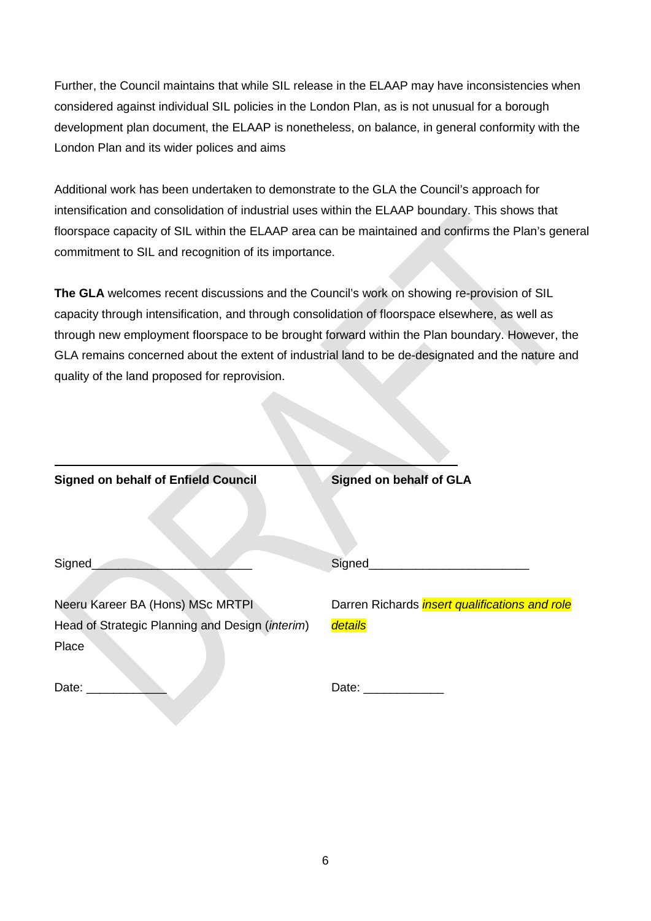Further, the Council maintains that while SIL release in the ELAAP may have inconsistencies when considered against individual SIL policies in the London Plan, as is not unusual for a borough development plan document, the ELAAP is nonetheless, on balance, in general conformity with the London Plan and its wider polices and aims

Additional work has been undertaken to demonstrate to the GLA the Council's approach for intensification and consolidation of industrial uses within the ELAAP boundary. This shows that floorspace capacity of SIL within the ELAAP area can be maintained and confirms the Plan's general commitment to SIL and recognition of its importance.

**The GLA** welcomes recent discussions and the Council's work on showing re-provision of SIL capacity through intensification, and through consolidation of floorspace elsewhere, as well as through new employment floorspace to be brought forward within the Plan boundary. However, the GLA remains concerned about the extent of industrial land to be de-designated and the nature and quality of the land proposed for reprovision.

---

| **Signed on behalf of Enfield Council** | **Signed on behalf of GLA** |
|---|---|
| Signed________________________ | Signed________________________ |
| Neeru Kareer BA (Hons) MSc MRTPI<br>Head of Strategic Planning and Design (*interim*)<br>Place | Darren Richards *insert qualifications and role details* |
| Date: ____________ | Date: ____________ |

DRAFT